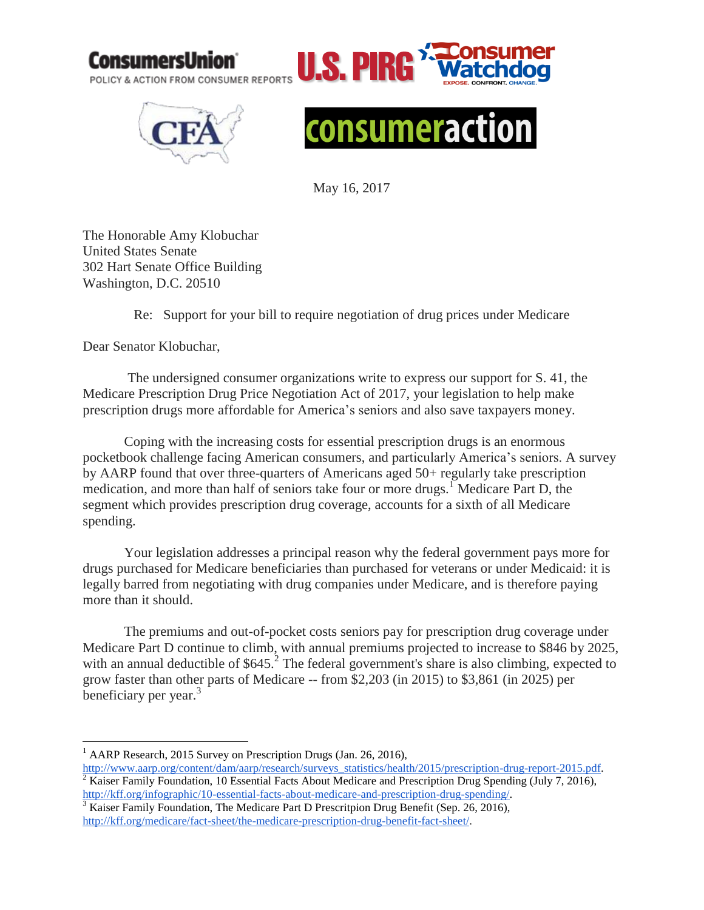ConsumersUnion
POLICY & ACTION FROM CONSUMER REPORTS

U.S. PIRG

Consumer Watchdog
EXPOSE. CONFRONT. CHANGE.

CFA

consumeraction

May 16, 2017

The Honorable Amy Klobuchar
United States Senate
302 Hart Senate Office Building
Washington, D.C. 20510

Re: Support for your bill to require negotiation of drug prices under Medicare

Dear Senator Klobuchar,

The undersigned consumer organizations write to express our support for S. 41, the Medicare Prescription Drug Price Negotiation Act of 2017, your legislation to help make prescription drugs more affordable for America's seniors and also save taxpayers money.

Coping with the increasing costs for essential prescription drugs is an enormous pocketbook challenge facing American consumers, and particularly America's seniors. A survey by AARP found that over three-quarters of Americans aged 50+ regularly take prescription medication, and more than half of seniors take four or more drugs.[1] Medicare Part D, the segment which provides prescription drug coverage, accounts for a sixth of all Medicare spending.

Your legislation addresses a principal reason why the federal government pays more for drugs purchased for Medicare beneficiaries than purchased for veterans or under Medicaid: it is legally barred from negotiating with drug companies under Medicare, and is therefore paying more than it should.

The premiums and out-of-pocket costs seniors pay for prescription drug coverage under Medicare Part D continue to climb, with annual premiums projected to increase to $846 by 2025, with an annual deductible of $645.[2] The federal government's share is also climbing, expected to grow faster than other parts of Medicare -- from $2,203 (in 2015) to $3,861 (in 2025) per beneficiary per year.[3]

---

[1] AARP Research, 2015 Survey on Prescription Drugs (Jan. 26, 2016), http://www.aarp.org/content/dam/aarp/research/surveys_statistics/health/2015/prescription-drug-report-2015.pdf.

[2] Kaiser Family Foundation, 10 Essential Facts About Medicare and Prescription Drug Spending (July 7, 2016), http://kff.org/infographic/10-essential-facts-about-medicare-and-prescription-drug-spending/.

[3] Kaiser Family Foundation, The Medicare Part D Prescritpion Drug Benefit (Sep. 26, 2016), http://kff.org/medicare/fact-sheet/the-medicare-prescription-drug-benefit-fact-sheet/.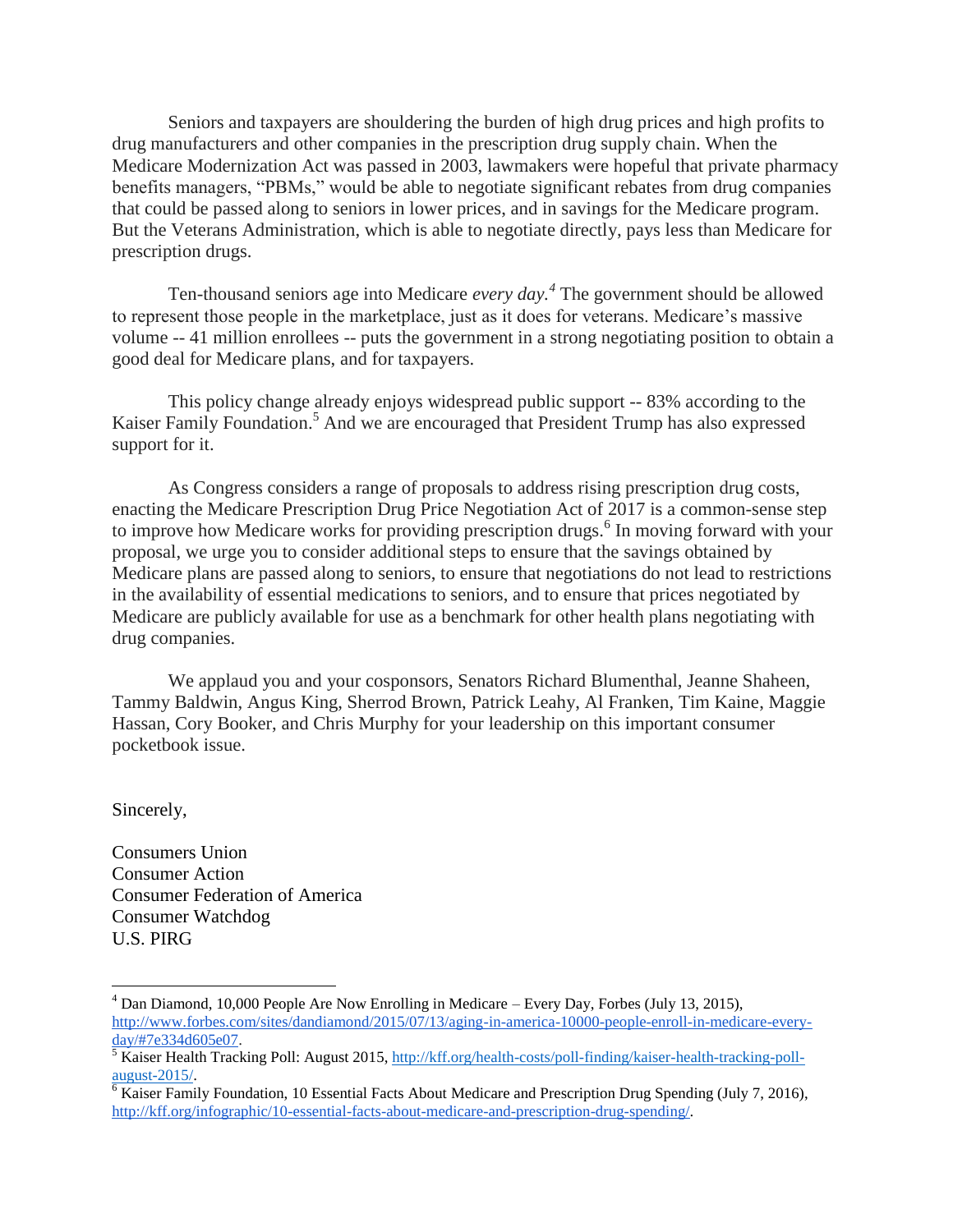Seniors and taxpayers are shouldering the burden of high drug prices and high profits to drug manufacturers and other companies in the prescription drug supply chain. When the Medicare Modernization Act was passed in 2003, lawmakers were hopeful that private pharmacy benefits managers, "PBMs," would be able to negotiate significant rebates from drug companies that could be passed along to seniors in lower prices, and in savings for the Medicare program. But the Veterans Administration, which is able to negotiate directly, pays less than Medicare for prescription drugs.

Ten-thousand seniors age into Medicare *every day.*[4] The government should be allowed to represent those people in the marketplace, just as it does for veterans. Medicare's massive volume -- 41 million enrollees -- puts the government in a strong negotiating position to obtain a good deal for Medicare plans, and for taxpayers.

This policy change already enjoys widespread public support -- 83% according to the Kaiser Family Foundation.[5] And we are encouraged that President Trump has also expressed support for it.

As Congress considers a range of proposals to address rising prescription drug costs, enacting the Medicare Prescription Drug Price Negotiation Act of 2017 is a common-sense step to improve how Medicare works for providing prescription drugs.[6] In moving forward with your proposal, we urge you to consider additional steps to ensure that the savings obtained by Medicare plans are passed along to seniors, to ensure that negotiations do not lead to restrictions in the availability of essential medications to seniors, and to ensure that prices negotiated by Medicare are publicly available for use as a benchmark for other health plans negotiating with drug companies.

We applaud you and your cosponsors, Senators Richard Blumenthal, Jeanne Shaheen, Tammy Baldwin, Angus King, Sherrod Brown, Patrick Leahy, Al Franken, Tim Kaine, Maggie Hassan, Cory Booker, and Chris Murphy for your leadership on this important consumer pocketbook issue.

Sincerely,

Consumers Union
Consumer Action
Consumer Federation of America
Consumer Watchdog
U.S. PIRG

---

[4] Dan Diamond, 10,000 People Are Now Enrolling in Medicare – Every Day, Forbes (July 13, 2015), http://www.forbes.com/sites/dandiamond/2015/07/13/aging-in-america-10000-people-enroll-in-medicare-every-day/#7e334d605e07.

[5] Kaiser Health Tracking Poll: August 2015, http://kff.org/health-costs/poll-finding/kaiser-health-tracking-poll-august-2015/.

[6] Kaiser Family Foundation, 10 Essential Facts About Medicare and Prescription Drug Spending (July 7, 2016), http://kff.org/infographic/10-essential-facts-about-medicare-and-prescription-drug-spending/.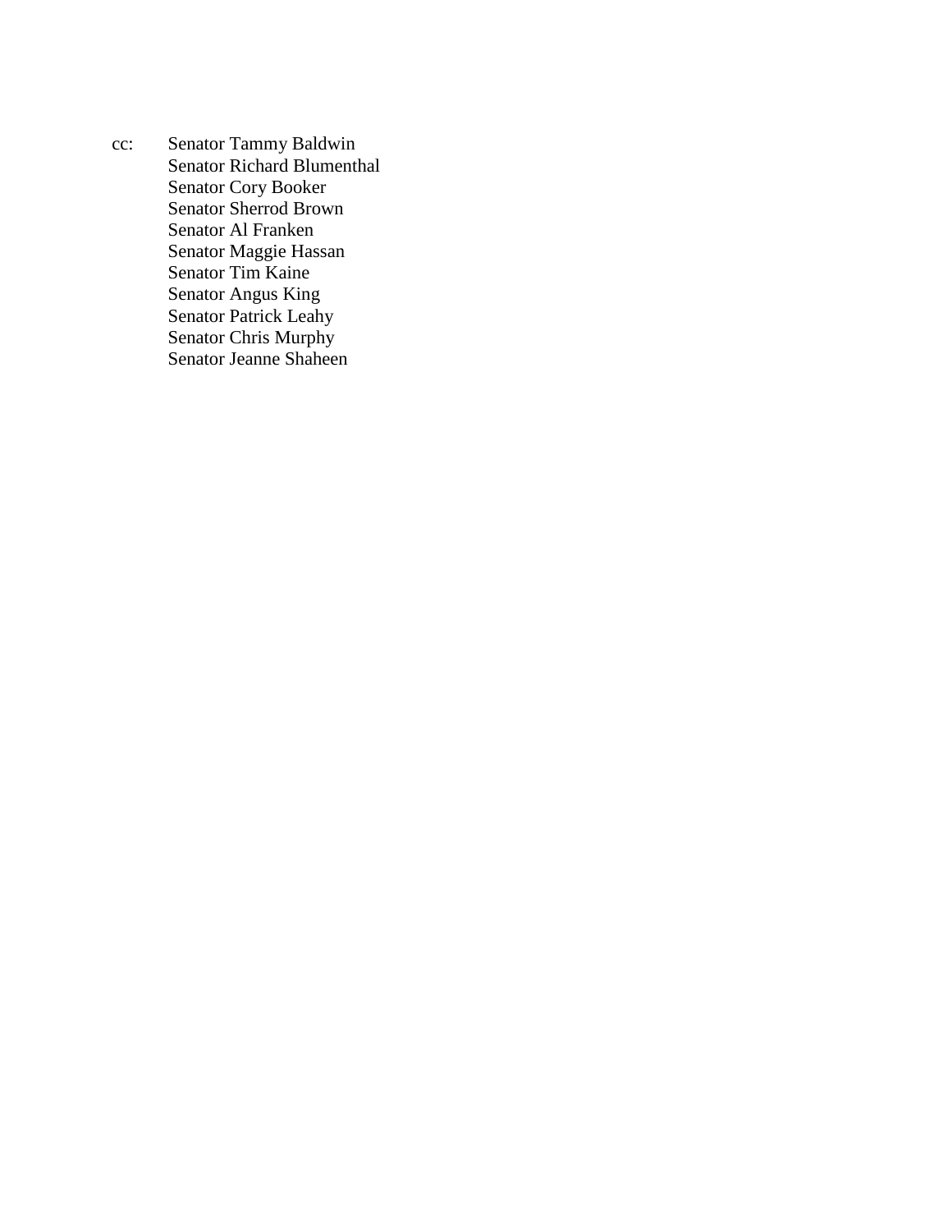cc: Senator Tammy Baldwin
Senator Richard Blumenthal
Senator Cory Booker
Senator Sherrod Brown
Senator Al Franken
Senator Maggie Hassan
Senator Tim Kaine
Senator Angus King
Senator Patrick Leahy
Senator Chris Murphy
Senator Jeanne Shaheen